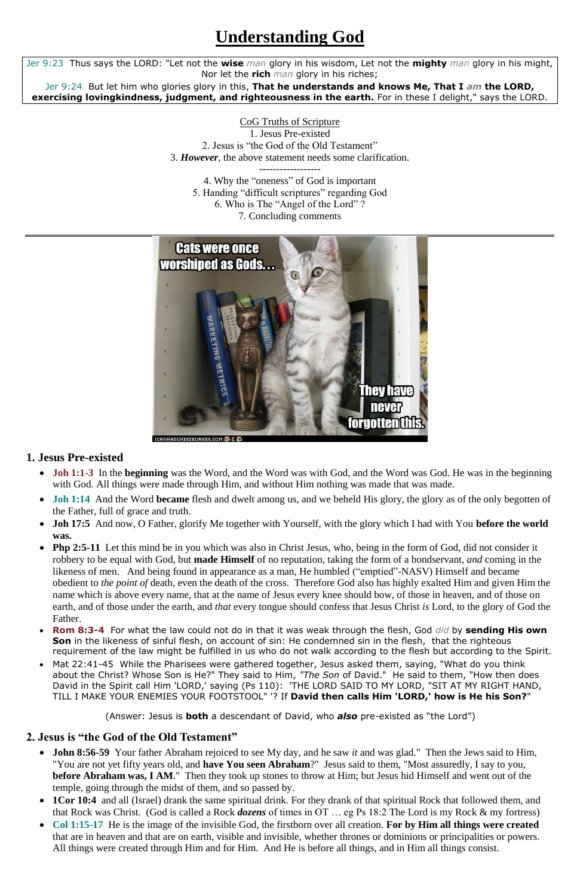# Understanding God

Jer 9:23 Thus says the LORD: "Let not the **wise** *man* glory in his wisdom, Let not the **mighty** *man* glory in his might, Nor let the **rich** *man* glory in his riches;
Jer 9:24 But let him who glories glory in this, **That he understands and knows Me, That I *am* the LORD, exercising lovingkindness, judgment, and righteousness in the earth.** For in these I delight," says the LORD.

CoG Truths of Scripture
1. Jesus Pre-existed
2. Jesus is "the God of the Old Testament"
3. ***However***, the above statement needs some clarification.
------------------
4. Why the "oneness" of God is important
5. Handing "difficult scriptures" regarding God
6. Who is The "Angel of the Lord" ?
7. Concluding comments

---

## 1. Jesus Pre-existed

- **Joh 1:1-3** In the **beginning** was the Word, and the Word was with God, and the Word was God. He was in the beginning with God. All things were made through Him, and without Him nothing was made that was made.
- **Joh 1:14** And the Word **became** flesh and dwelt among us, and we beheld His glory, the glory as of the only begotten of the Father, full of grace and truth.
- **Joh 17:5** And now, O Father, glorify Me together with Yourself, with the glory which I had with You **before the world was.**
- **Php 2:5-11** Let this mind be in you which was also in Christ Jesus, who, being in the form of God, did not consider it robbery to be equal with God, but **made Himself** of no reputation, taking the form of a bondservant, *and* coming in the likeness of men. And being found in appearance as a man, He humbled ("emptied"-NASV) Himself and became obedient to *the point of* death, even the death of the cross. Therefore God also has highly exalted Him and given Him the name which is above every name, that at the name of Jesus every knee should bow, of those in heaven, and of those on earth, and of those under the earth, and *that* every tongue should confess that Jesus Christ *is* Lord, to the glory of God the Father.
- **Rom 8:3-4** For what the law could not do in that it was weak through the flesh, God *did* by **sending His own Son** in the likeness of sinful flesh, on account of sin: He condemned sin in the flesh, that the righteous requirement of the law might be fulfilled in us who do not walk according to the flesh but according to the Spirit.
- Mat 22:41-45 While the Pharisees were gathered together, Jesus asked them, saying, "What do you think about the Christ? Whose Son is He?" They said to Him, *"The Son* of David." He said to them, "How then does David in the Spirit call Him 'LORD,' saying (Ps 110): 'THE LORD SAID TO MY LORD, "SIT AT MY RIGHT HAND, TILL I MAKE YOUR ENEMIES YOUR FOOTSTOOL" '? If **David then calls Him 'LORD,' how is He his Son?**"

(Answer: Jesus is **both** a descendant of David, who ***also*** pre-existed as "the Lord")

## 2. Jesus is "the God of the Old Testament"

- **John 8:56-59** Your father Abraham rejoiced to see My day, and he saw *it* and was glad." Then the Jews said to Him, "You are not yet fifty years old, and **have You seen Abraham**?" Jesus said to them, "Most assuredly, I say to you, **before Abraham was, I AM**." Then they took up stones to throw at Him; but Jesus hid Himself and went out of the temple, going through the midst of them, and so passed by.
- **1Cor 10:4** and all (Israel) drank the same spiritual drink. For they drank of that spiritual Rock that followed them, and that Rock was Christ. (God is called a Rock ***dozens*** of times in OT … eg Ps 18:2 The Lord is my Rock & my fortress)
- **Col 1:15-17** He is the image of the invisible God, the firstborn over all creation. **For by Him all things were created** that are in heaven and that are on earth, visible and invisible, whether thrones or dominions or principalities or powers. All things were created through Him and for Him. And He is before all things, and in Him all things consist.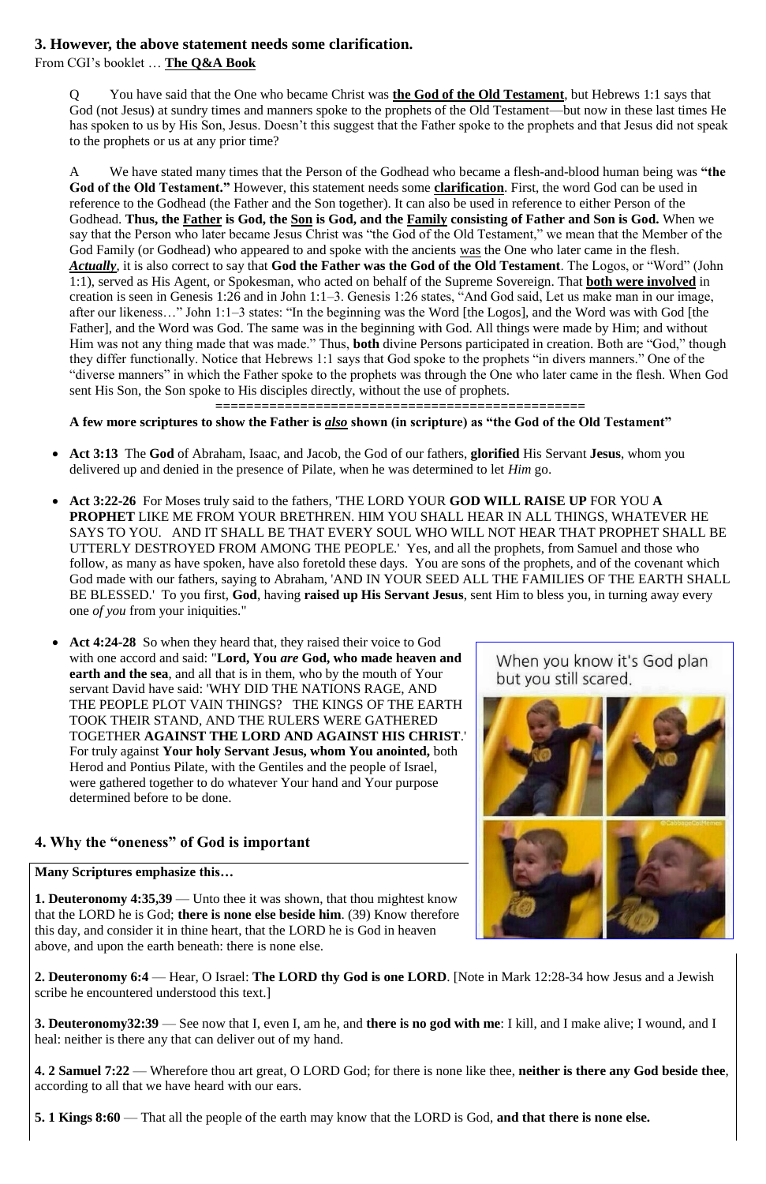## 3. However, the above statement needs some clarification.

From CGI's booklet … **The Q&A Book**

> Q You have said that the One who became Christ was **the God of the Old Testament**, but Hebrews 1:1 says that God (not Jesus) at sundry times and manners spoke to the prophets of the Old Testament—but now in these last times He has spoken to us by His Son, Jesus. Doesn't this suggest that the Father spoke to the prophets and that Jesus did not speak to the prophets or us at any prior time?
>
> A We have stated many times that the Person of the Godhead who became a flesh-and-blood human being was **"the God of the Old Testament."** However, this statement needs some **clarification**. First, the word God can be used in reference to the Godhead (the Father and the Son together). It can also be used in reference to either Person of the Godhead. **Thus, the Father is God, the Son is God, and the Family consisting of Father and Son is God.** When we say that the Person who later became Jesus Christ was "the God of the Old Testament," we mean that the Member of the God Family (or Godhead) who appeared to and spoke with the ancients was the One who later came in the flesh. ***Actually***, it is also correct to say that **God the Father was the God of the Old Testament**. The Logos, or "Word" (John 1:1), served as His Agent, or Spokesman, who acted on behalf of the Supreme Sovereign. That **both were involved** in creation is seen in Genesis 1:26 and in John 1:1–3. Genesis 1:26 states, "And God said, Let us make man in our image, after our likeness…" John 1:1–3 states: "In the beginning was the Word [the Logos], and the Word was with God [the Father], and the Word was God. The same was in the beginning with God. All things were made by Him; and without Him was not any thing made that was made." Thus, **both** divine Persons participated in creation. Both are "God," though they differ functionally. Notice that Hebrews 1:1 says that God spoke to the prophets "in divers manners." One of the "diverse manners" in which the Father spoke to the prophets was through the One who later came in the flesh. When God sent His Son, the Son spoke to His disciples directly, without the use of prophets.

==============================================

**A few more scriptures to show the Father is *also* shown (in scripture) as "the God of the Old Testament"**

- **Act 3:13** The **God** of Abraham, Isaac, and Jacob, the God of our fathers, **glorified** His Servant **Jesus**, whom you delivered up and denied in the presence of Pilate, when he was determined to let *Him* go.

- **Act 3:22-26** For Moses truly said to the fathers, 'THE LORD YOUR **GOD WILL RAISE UP** FOR YOU **A PROPHET** LIKE ME FROM YOUR BRETHREN. HIM YOU SHALL HEAR IN ALL THINGS, WHATEVER HE SAYS TO YOU. AND IT SHALL BE THAT EVERY SOUL WHO WILL NOT HEAR THAT PROPHET SHALL BE UTTERLY DESTROYED FROM AMONG THE PEOPLE.' Yes, and all the prophets, from Samuel and those who follow, as many as have spoken, have also foretold these days. You are sons of the prophets, and of the covenant which God made with our fathers, saying to Abraham, 'AND IN YOUR SEED ALL THE FAMILIES OF THE EARTH SHALL BE BLESSED.' To you first, **God**, having **raised up His Servant Jesus**, sent Him to bless you, in turning away every one *of you* from your iniquities."

- **Act 4:24-28** So when they heard that, they raised their voice to God with one accord and said: "**Lord, You *are* God, who made heaven and earth and the sea**, and all that is in them, who by the mouth of Your servant David have said: 'WHY DID THE NATIONS RAGE, AND THE PEOPLE PLOT VAIN THINGS? THE KINGS OF THE EARTH TOOK THEIR STAND, AND THE RULERS WERE GATHERED TOGETHER **AGAINST THE LORD AND AGAINST HIS CHRIST**.' For truly against **Your holy Servant Jesus, whom You anointed,** both Herod and Pontius Pilate, with the Gentiles and the people of Israel, were gathered together to do whatever Your hand and Your purpose determined before to be done.

When you know it's God plan but you still scared.

## 4. Why the "oneness" of God is important

**Many Scriptures emphasize this…**

**1. Deuteronomy 4:35,39** — Unto thee it was shown, that thou mightest know that the LORD he is God; **there is none else beside him**. (39) Know therefore this day, and consider it in thine heart, that the LORD he is God in heaven above, and upon the earth beneath: there is none else.

**2. Deuteronomy 6:4** — Hear, O Israel: **The LORD thy God is one LORD**. [Note in Mark 12:28-34 how Jesus and a Jewish scribe he encountered understood this text.]

**3. Deuteronomy32:39** — See now that I, even I, am he, and **there is no god with me**: I kill, and I make alive; I wound, and I heal: neither is there any that can deliver out of my hand.

**4. 2 Samuel 7:22** — Wherefore thou art great, O LORD God; for there is none like thee, **neither is there any God beside thee**, according to all that we have heard with our ears.

**5. 1 Kings 8:60** — That all the people of the earth may know that the LORD is God, **and that there is none else.**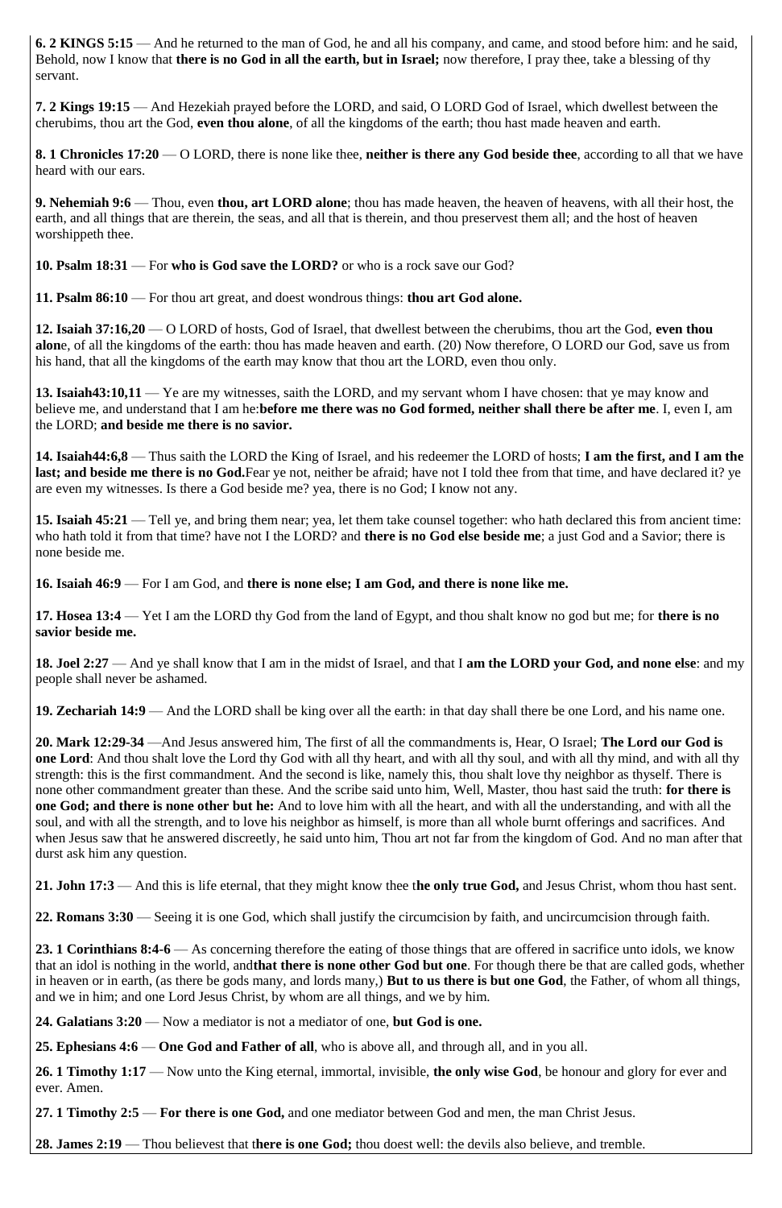**6. 2 KINGS 5:15** — And he returned to the man of God, he and all his company, and came, and stood before him: and he said, Behold, now I know that **there is no God in all the earth, but in Israel;** now therefore, I pray thee, take a blessing of thy servant.

**7. 2 Kings 19:15** — And Hezekiah prayed before the LORD, and said, O LORD God of Israel, which dwellest between the cherubims, thou art the God, **even thou alone**, of all the kingdoms of the earth; thou hast made heaven and earth.

**8. 1 Chronicles 17:20** — O LORD, there is none like thee, **neither is there any God beside thee**, according to all that we have heard with our ears.

**9. Nehemiah 9:6** — Thou, even **thou, art LORD alone**; thou has made heaven, the heaven of heavens, with all their host, the earth, and all things that are therein, the seas, and all that is therein, and thou preservest them all; and the host of heaven worshippeth thee.

**10. Psalm 18:31** — For **who is God save the LORD?** or who is a rock save our God?

**11. Psalm 86:10** — For thou art great, and doest wondrous things: **thou art God alone.**

**12. Isaiah 37:16,20** — O LORD of hosts, God of Israel, that dwellest between the cherubims, thou art the God, **even thou alon**e, of all the kingdoms of the earth: thou has made heaven and earth. (20) Now therefore, O LORD our God, save us from his hand, that all the kingdoms of the earth may know that thou art the LORD, even thou only.

**13. Isaiah43:10,11** — Ye are my witnesses, saith the LORD, and my servant whom I have chosen: that ye may know and believe me, and understand that I am he:**before me there was no God formed, neither shall there be after me**. I, even I, am the LORD; **and beside me there is no savior.**

**14. Isaiah44:6,8** — Thus saith the LORD the King of Israel, and his redeemer the LORD of hosts; **I am the first, and I am the last; and beside me there is no God.**Fear ye not, neither be afraid; have not I told thee from that time, and have declared it? ye are even my witnesses. Is there a God beside me? yea, there is no God; I know not any.

**15. Isaiah 45:21** — Tell ye, and bring them near; yea, let them take counsel together: who hath declared this from ancient time: who hath told it from that time? have not I the LORD? and **there is no God else beside me**; a just God and a Savior; there is none beside me.

**16. Isaiah 46:9** — For I am God, and **there is none else; I am God, and there is none like me.**

**17. Hosea 13:4** — Yet I am the LORD thy God from the land of Egypt, and thou shalt know no god but me; for **there is no savior beside me.**

**18. Joel 2:27** — And ye shall know that I am in the midst of Israel, and that I **am the LORD your God, and none else**: and my people shall never be ashamed.

**19. Zechariah 14:9** — And the LORD shall be king over all the earth: in that day shall there be one Lord, and his name one.

**20. Mark 12:29-34** —And Jesus answered him, The first of all the commandments is, Hear, O Israel; **The Lord our God is one Lord**: And thou shalt love the Lord thy God with all thy heart, and with all thy soul, and with all thy mind, and with all thy strength: this is the first commandment. And the second is like, namely this, thou shalt love thy neighbor as thyself. There is none other commandment greater than these. And the scribe said unto him, Well, Master, thou hast said the truth: **for there is one God; and there is none other but he:** And to love him with all the heart, and with all the understanding, and with all the soul, and with all the strength, and to love his neighbor as himself, is more than all whole burnt offerings and sacrifices. And when Jesus saw that he answered discreetly, he said unto him, Thou art not far from the kingdom of God. And no man after that durst ask him any question.

**21. John 17:3** — And this is life eternal, that they might know thee t**he only true God,** and Jesus Christ, whom thou hast sent.

**22. Romans 3:30** — Seeing it is one God, which shall justify the circumcision by faith, and uncircumcision through faith.

**23. 1 Corinthians 8:4-6** — As concerning therefore the eating of those things that are offered in sacrifice unto idols, we know that an idol is nothing in the world, and**that there is none other God but one**. For though there be that are called gods, whether in heaven or in earth, (as there be gods many, and lords many,) **But to us there is but one God**, the Father, of whom all things, and we in him; and one Lord Jesus Christ, by whom are all things, and we by him.

**24. Galatians 3:20** — Now a mediator is not a mediator of one, **but God is one.**

**25. Ephesians 4:6** — **One God and Father of all**, who is above all, and through all, and in you all.

**26. 1 Timothy 1:17** — Now unto the King eternal, immortal, invisible, **the only wise God**, be honour and glory for ever and ever. Amen.

**27. 1 Timothy 2:5** — **For there is one God,** and one mediator between God and men, the man Christ Jesus.

**28. James 2:19** — Thou believest that t**here is one God;** thou doest well: the devils also believe, and tremble.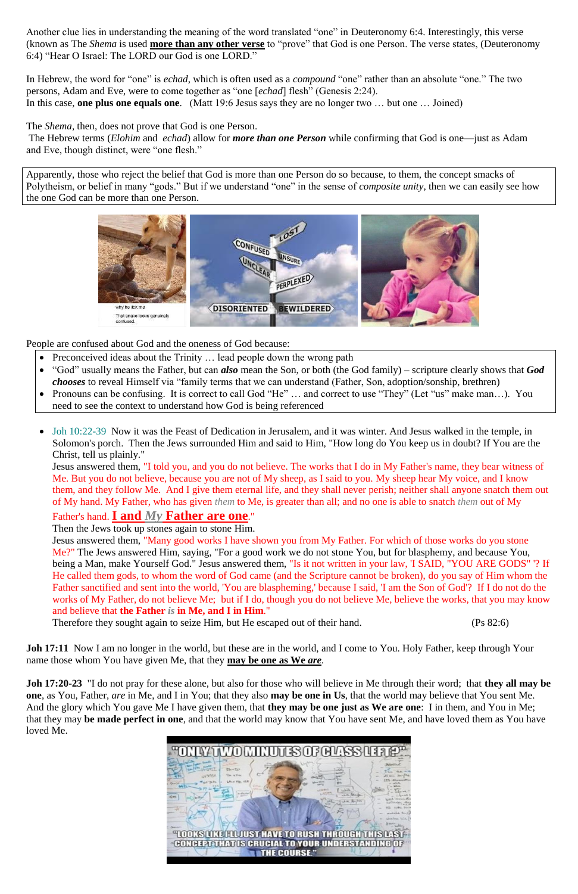Another clue lies in understanding the meaning of the word translated "one" in Deuteronomy 6:4. Interestingly, this verse (known as The *Shema* is used **more than any other verse** to "prove" that God is one Person. The verse states, (Deuteronomy 6:4) "Hear O Israel: The LORD our God is one LORD."

In Hebrew, the word for "one" is *echad*, which is often used as a *compound* "one" rather than an absolute "one." The two persons, Adam and Eve, were to come together as "one [*echad*] flesh" (Genesis 2:24).
In this case, **one plus one equals one**. (Matt 19:6 Jesus says they are no longer two … but one … Joined)

The *Shema*, then, does not prove that God is one Person.
The Hebrew terms (*Elohim* and *echad*) allow for ***more than one Person*** while confirming that God is one—just as Adam and Eve, though distinct, were "one flesh."

Apparently, those who reject the belief that God is more than one Person do so because, to them, the concept smacks of Polytheism, or belief in many "gods." But if we understand "one" in the sense of *composite unity*, then we can easily see how the one God can be more than one Person.

People are confused about God and the oneness of God because:

- Preconceived ideas about the Trinity … lead people down the wrong path
- "God" usually means the Father, but can ***also*** mean the Son, or both (the God family) – scripture clearly shows that ***God chooses*** to reveal Himself via "family terms that we can understand (Father, Son, adoption/sonship, brethren)
- Pronouns can be confusing. It is correct to call God "He" … and correct to use "They" (Let "us" make man…). You need to see the context to understand how God is being referenced

- Joh 10:22-39 Now it was the Feast of Dedication in Jerusalem, and it was winter. And Jesus walked in the temple, in Solomon's porch. Then the Jews surrounded Him and said to Him, "How long do You keep us in doubt? If You are the Christ, tell us plainly."
  Jesus answered them, "I told you, and you do not believe. The works that I do in My Father's name, they bear witness of Me. But you do not believe, because you are not of My sheep, as I said to you. My sheep hear My voice, and I know them, and they follow Me. And I give them eternal life, and they shall never perish; neither shall anyone snatch them out of My hand. My Father, who has given *them* to Me, is greater than all; and no one is able to snatch *them* out of My Father's hand. **I and *My* Father are one**."
  Then the Jews took up stones again to stone Him.
  Jesus answered them, "Many good works I have shown you from My Father. For which of those works do you stone Me?" The Jews answered Him, saying, "For a good work we do not stone You, but for blasphemy, and because You, being a Man, make Yourself God." Jesus answered them, "Is it not written in your law, 'I SAID, "YOU ARE GODS" '? If He called them gods, to whom the word of God came (and the Scripture cannot be broken), do you say of Him whom the Father sanctified and sent into the world, 'You are blaspheming,' because I said, 'I am the Son of God'? If I do not do the works of My Father, do not believe Me; but if I do, though you do not believe Me, believe the works, that you may know and believe that **the Father *is* in Me, and I in Him**."
  Therefore they sought again to seize Him, but He escaped out of their hand. (Ps 82:6)

**Joh 17:11** Now I am no longer in the world, but these are in the world, and I come to You. Holy Father, keep through Your name those whom You have given Me, that they **may be one as We *are***.

**Joh 17:20-23** "I do not pray for these alone, but also for those who will believe in Me through their word; that **they all may be one**, as You, Father, *are* in Me, and I in You; that they also **may be one in Us**, that the world may believe that You sent Me. And the glory which You gave Me I have given them, that **they may be one just as We are one**: I in them, and You in Me; that they may **be made perfect in one**, and that the world may know that You have sent Me, and have loved them as You have loved Me.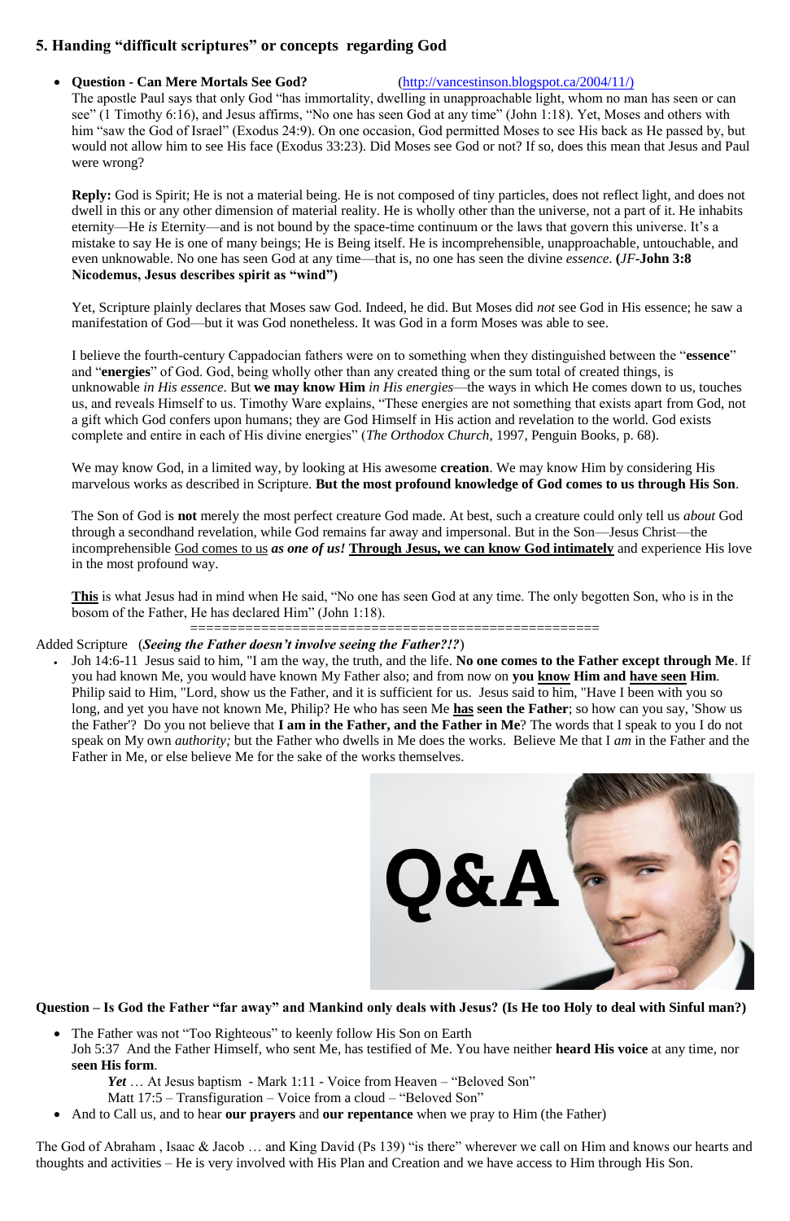## 5. Handing "difficult scriptures" or concepts regarding God

- **Question - Can Mere Mortals See God?** (http://vancestinson.blogspot.ca/2004/11/)
  The apostle Paul says that only God "has immortality, dwelling in unapproachable light, whom no man has seen or can see" (1 Timothy 6:16), and Jesus affirms, "No one has seen God at any time" (John 1:18). Yet, Moses and others with him "saw the God of Israel" (Exodus 24:9). On one occasion, God permitted Moses to see His back as He passed by, but would not allow him to see His face (Exodus 33:23). Did Moses see God or not? If so, does this mean that Jesus and Paul were wrong?

  **Reply:** God is Spirit; He is not a material being. He is not composed of tiny particles, does not reflect light, and does not dwell in this or any other dimension of material reality. He is wholly other than the universe, not a part of it. He inhabits eternity—He *is* Eternity—and is not bound by the space-time continuum or the laws that govern this universe. It's a mistake to say He is one of many beings; He is Being itself. He is incomprehensible, unapproachable, untouchable, and even unknowable. No one has seen God at any time—that is, no one has seen the divine *essence*. **(***JF***-John 3:8 Nicodemus, Jesus describes spirit as "wind")**

  Yet, Scripture plainly declares that Moses saw God. Indeed, he did. But Moses did *not* see God in His essence; he saw a manifestation of God—but it was God nonetheless. It was God in a form Moses was able to see.

  I believe the fourth-century Cappadocian fathers were on to something when they distinguished between the "**essence**" and "**energies**" of God. God, being wholly other than any created thing or the sum total of created things, is unknowable *in His essence*. But **we may know Him** *in His energies*—the ways in which He comes down to us, touches us, and reveals Himself to us. Timothy Ware explains, "These energies are not something that exists apart from God, not a gift which God confers upon humans; they are God Himself in His action and revelation to the world. God exists complete and entire in each of His divine energies" (*The Orthodox Church*, 1997, Penguin Books, p. 68).

  We may know God, in a limited way, by looking at His awesome **creation**. We may know Him by considering His marvelous works as described in Scripture. **But the most profound knowledge of God comes to us through His Son**.

  The Son of God is **not** merely the most perfect creature God made. At best, such a creature could only tell us *about* God through a secondhand revelation, while God remains far away and impersonal. But in the Son—Jesus Christ—the incomprehensible God comes to us ***as one of us!*** **Through Jesus, we can know God intimately** and experience His love in the most profound way.

  **This** is what Jesus had in mind when He said, "No one has seen God at any time. The only begotten Son, who is in the bosom of the Father, He has declared Him" (John 1:18).

==================================================

Added Scripture (***Seeing the Father doesn't involve seeing the Father?!?***)

- Joh 14:6-11 Jesus said to him, "I am the way, the truth, and the life. **No one comes to the Father except through Me**. If you had known Me, you would have known My Father also; and from now on **you know Him and have seen Him**. Philip said to Him, "Lord, show us the Father, and it is sufficient for us. Jesus said to him, "Have I been with you so long, and yet you have not known Me, Philip? He who has seen Me **has seen the Father**; so how can you say, 'Show us the Father'? Do you not believe that **I am in the Father, and the Father in Me**? The words that I speak to you I do not speak on My own *authority;* but the Father who dwells in Me does the works. Believe Me that I *am* in the Father and the Father in Me, or else believe Me for the sake of the works themselves.

**Question – Is God the Father "far away" and Mankind only deals with Jesus? (Is He too Holy to deal with Sinful man?)**

- The Father was not "Too Righteous" to keenly follow His Son on Earth
  Joh 5:37 And the Father Himself, who sent Me, has testified of Me. You have neither **heard His voice** at any time, nor **seen His form**.
  ***Yet*** … At Jesus baptism - Mark 1:11 - Voice from Heaven – "Beloved Son"
  Matt 17:5 – Transfiguration – Voice from a cloud – "Beloved Son"
- And to Call us, and to hear **our prayers** and **our repentance** when we pray to Him (the Father)

The God of Abraham , Isaac & Jacob … and King David (Ps 139) "is there" wherever we call on Him and knows our hearts and thoughts and activities – He is very involved with His Plan and Creation and we have access to Him through His Son.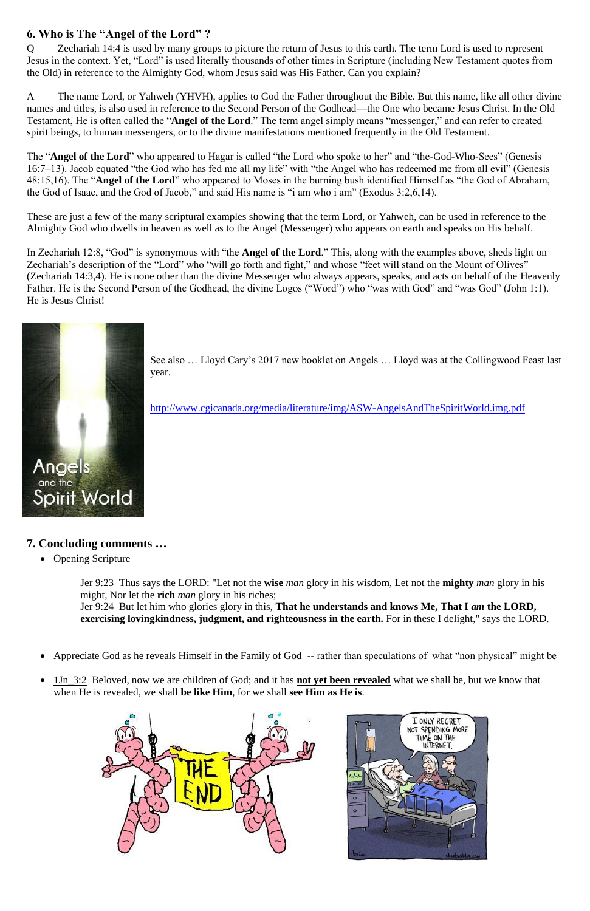## 6. Who is The "Angel of the Lord" ?

Q  Zechariah 14:4 is used by many groups to picture the return of Jesus to this earth. The term Lord is used to represent Jesus in the context. Yet, "Lord" is used literally thousands of other times in Scripture (including New Testament quotes from the Old) in reference to the Almighty God, whom Jesus said was His Father. Can you explain?

A  The name Lord, or Yahweh (YHVH), applies to God the Father throughout the Bible. But this name, like all other divine names and titles, is also used in reference to the Second Person of the Godhead—the One who became Jesus Christ. In the Old Testament, He is often called the "**Angel of the Lord**." The term angel simply means "messenger," and can refer to created spirit beings, to human messengers, or to the divine manifestations mentioned frequently in the Old Testament.

The "**Angel of the Lord**" who appeared to Hagar is called "the Lord who spoke to her" and "the-God-Who-Sees" (Genesis 16:7–13). Jacob equated "the God who has fed me all my life" with "the Angel who has redeemed me from all evil" (Genesis 48:15,16). The "**Angel of the Lord**" who appeared to Moses in the burning bush identified Himself as "the God of Abraham, the God of Isaac, and the God of Jacob," and said His name is "i am who i am" (Exodus 3:2,6,14).

These are just a few of the many scriptural examples showing that the term Lord, or Yahweh, can be used in reference to the Almighty God who dwells in heaven as well as to the Angel (Messenger) who appears on earth and speaks on His behalf.

In Zechariah 12:8, "God" is synonymous with "the **Angel of the Lord**." This, along with the examples above, sheds light on Zechariah's description of the "Lord" who "will go forth and fight," and whose "feet will stand on the Mount of Olives" (Zechariah 14:3,4). He is none other than the divine Messenger who always appears, speaks, and acts on behalf of the Heavenly Father. He is the Second Person of the Godhead, the divine Logos ("Word") who "was with God" and "was God" (John 1:1). He is Jesus Christ!

See also … Lloyd Cary's 2017 new booklet on Angels … Lloyd was at the Collingwood Feast last year.

http://www.cgicanada.org/media/literature/img/ASW-AngelsAndTheSpiritWorld.img.pdf

## 7. Concluding comments …

- Opening Scripture

  Jer 9:23  Thus says the LORD: "Let not the **wise** *man* glory in his wisdom, Let not the **mighty** *man* glory in his might, Nor let the **rich** *man* glory in his riches;
  Jer 9:24  But let him who glories glory in this, **That he understands and knows Me, That I *am* the LORD, exercising lovingkindness, judgment, and righteousness in the earth.** For in these I delight," says the LORD.

- Appreciate God as he reveals Himself in the Family of God  -- rather than speculations of  what "non physical" might be

- 1Jn_3:2  Beloved, now we are children of God; and it has **not yet been revealed** what we shall be, but we know that when He is revealed, we shall **be like Him**, for we shall **see Him as He is**.